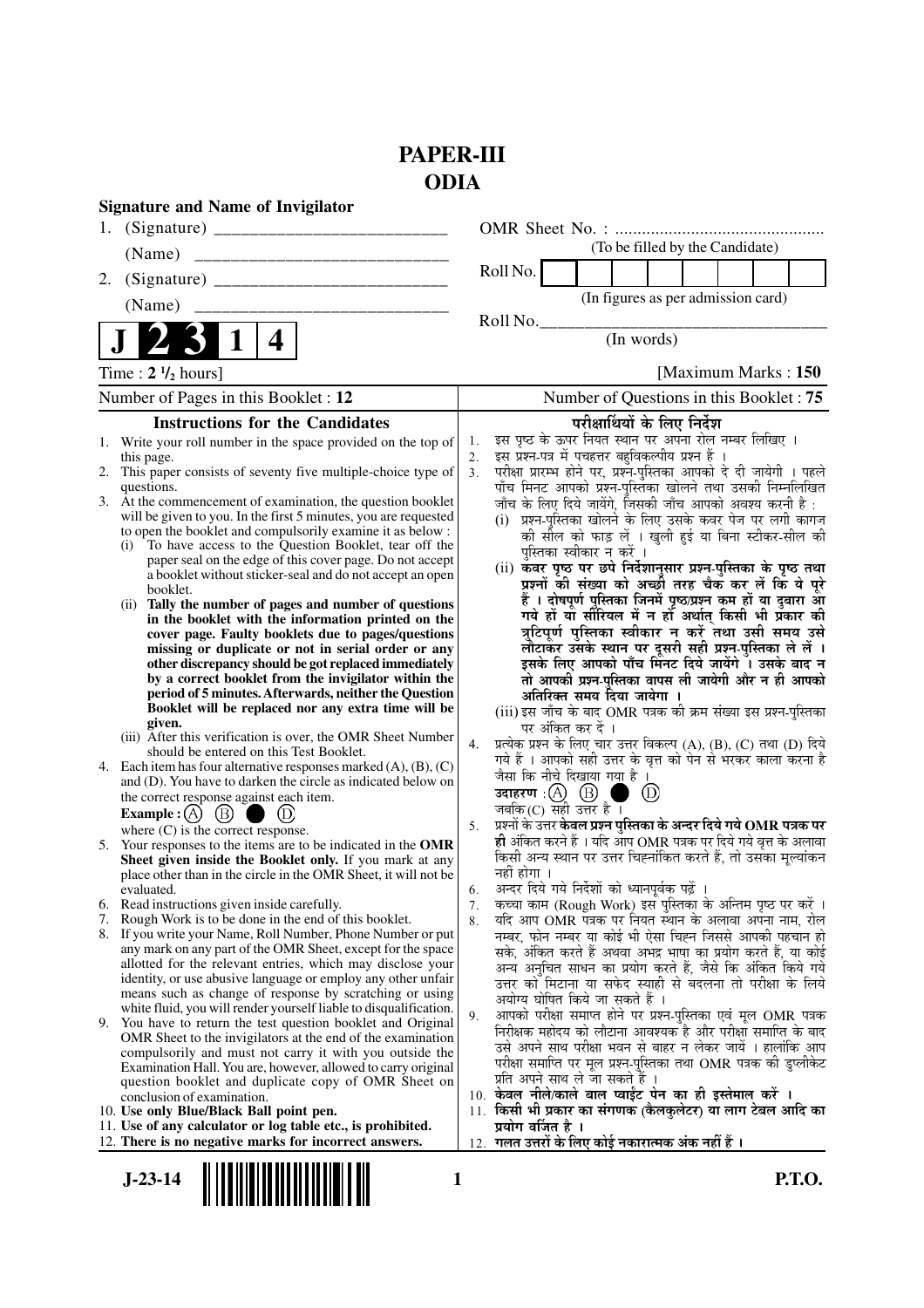# PAPER-III
# ODIA

**Signature and Name of Invigilator**

1. (Signature) \_\_\_\_\_\_\_\_\_\_\_\_\_\_\_\_\_\_\_\_\_\_\_\_\_\_

   (Name) \_\_\_\_\_\_\_\_\_\_\_\_\_\_\_\_\_\_\_\_\_\_\_\_\_\_\_\_

2. (Signature) \_\_\_\_\_\_\_\_\_\_\_\_\_\_\_\_\_\_\_\_\_\_\_\_\_\_

   (Name) \_\_\_\_\_\_\_\_\_\_\_\_\_\_\_\_\_\_\_\_\_\_\_\_\_\_\_\_

OMR Sheet No. : ...............................................
(To be filled by the Candidate)

Roll No. | | | | | | | | |
(In figures as per admission card)

Roll No.\_\_\_\_\_\_\_\_\_\_\_\_\_\_\_\_\_\_\_\_\_\_\_\_\_\_\_\_\_\_\_\_\_\_
(In words)

**J 2 3 1 4**

Time : **2 ½ hours**] [Maximum Marks : **150**

Number of Pages in this Booklet : 12 | Number of Questions in this Booklet : 75

## Instructions for the Candidates

1. Write your roll number in the space provided on the top of this page.
2. This paper consists of seventy five multiple-choice type of questions.
3. At the commencement of examination, the question booklet will be given to you. In the first 5 minutes, you are requested to open the booklet and compulsorily examine it as below :
   (i) To have access to the Question Booklet, tear off the paper seal on the edge of this cover page. Do not accept a booklet without sticker-seal and do not accept an open booklet.
   (ii) **Tally the number of pages and number of questions in the booklet with the information printed on the cover page. Faulty booklets due to pages/questions missing or duplicate or not in serial order or any other discrepancy should be got replaced immediately by a correct booklet from the invigilator within the period of 5 minutes. Afterwards, neither the Question Booklet will be replaced nor any extra time will be given.**
   (iii) After this verification is over, the OMR Sheet Number should be entered on this Test Booklet.
4. Each item has four alternative responses marked (A), (B), (C) and (D). You have to darken the circle as indicated below on the correct response against each item.
   **Example :** (A) (B) ● (D)
   where (C) is the correct response.
5. Your responses to the items are to be indicated in the **OMR Sheet given inside the Booklet only.** If you mark at any place other than in the circle in the OMR Sheet, it will not be evaluated.
6. Read instructions given inside carefully.
7. Rough Work is to be done in the end of this booklet.
8. If you write your Name, Roll Number, Phone Number or put any mark on any part of the OMR Sheet, except for the space allotted for the relevant entries, which may disclose your identity, or use abusive language or employ any other unfair means such as change of response by scratching or using white fluid, you will render yourself liable to disqualification.
9. You have to return the test question booklet and Original OMR Sheet to the invigilators at the end of the examination compulsorily and must not carry it with you outside the Examination Hall. You are, however, allowed to carry original question booklet and duplicate copy of OMR Sheet on conclusion of examination.
10. **Use only Blue/Black Ball point pen.**
11. **Use of any calculator or log table etc., is prohibited.**
12. **There is no negative marks for incorrect answers.**

## परीक्षार्थियों के लिए निर्देश

1. इस पृष्ठ के ऊपर नियत स्थान पर अपना रोल नम्बर लिखिए ।
2. इस प्रश्न-पत्र में पचहत्तर बहुविकल्पीय प्रश्न हैं ।
3. परीक्षा प्रारम्भ होने पर, प्रश्न-पुस्तिका आपको दे दी जायेगी । पहले पाँच मिनट आपको प्रश्न-पुस्तिका खोलने तथा उसकी निम्नलिखित जाँच के लिए दिये जायेंगे, जिसकी जाँच आपको अवश्य करनी है :
   (i) प्रश्न-पुस्तिका खोलने के लिए उसके कवर पेज पर लगी कागज की सील को फाड़ लें । खुली हुई या बिना स्टीकर-सील की पुस्तिका स्वीकार न करें ।
   (ii) **कवर पृष्ठ पर छपे निर्देशानुसार प्रश्न-पुस्तिका के पृष्ठ तथा प्रश्नों की संख्या को अच्छी तरह चैक कर लें कि ये पूरे हैं । दोषपूर्ण पुस्तिका जिनमें पृष्ठ/प्रश्न कम हों या दुबारा आ गये हों या सीरियल में न हों अर्थात् किसी भी प्रकार की त्रुटिपूर्ण पुस्तिका स्वीकार न करें तथा उसी समय उसे लौटाकर उसके स्थान पर दूसरी सही प्रश्न-पुस्तिका ले लें । इसके लिए आपको पाँच मिनट दिये जायेंगे । उसके बाद न तो आपकी प्रश्न-पुस्तिका वापस ली जायेगी और न ही आपको अतिरिक्त समय दिया जायेगा ।**
   (iii) इस जाँच के बाद OMR पत्रक की क्रम संख्या इस प्रश्न-पुस्तिका पर अंकित कर दें ।
4. प्रत्येक प्रश्न के लिए चार उत्तर विकल्प (A), (B), (C) तथा (D) दिये गये हैं । आपको सही उत्तर के वृत्त को पेन से भरकर काला करना है जैसा कि नीचे दिखाया गया है ।
   **उदाहरण :** (A) (B) ● (D)
   जबकि (C) सही उत्तर है ।
5. प्रश्नों के उत्तर **केवल प्रश्न पुस्तिका के अन्दर दिये गये OMR पत्रक पर ही** अंकित करने हैं । यदि आप OMR पत्रक पर दिये गये वृत्त के अलावा किसी अन्य स्थान पर उत्तर चिह्नांकित करते हैं, तो उसका मूल्यांकन नहीं होगा ।
6. अन्दर दिये गये निर्देशों को ध्यानपूर्वक पढ़ें ।
7. कच्चा काम (Rough Work) इस पुस्तिका के अन्तिम पृष्ठ पर करें ।
8. यदि आप OMR पत्रक पर नियत स्थान के अलावा अपना नाम, रोल नम्बर, फोन नम्बर या कोई भी ऐसा चिह्न जिससे आपकी पहचान हो सके, अंकित करते हैं अथवा अभद्र भाषा का प्रयोग करते हैं, या कोई अन्य अनुचित साधन का प्रयोग करते हैं, जैसे कि अंकित किये गये उत्तर को मिटाना या सफेद स्याही से बदलना तो परीक्षा के लिये अयोग्य घोषित किये जा सकते हैं ।
9. आपको परीक्षा समाप्त होने पर प्रश्न-पुस्तिका एवं मूल OMR पत्रक निरीक्षक महोदय को लौटाना आवश्यक है और परीक्षा समाप्ति के बाद उसे अपने साथ परीक्षा भवन से बाहर न लेकर जायें । हालांकि आप परीक्षा समाप्ति पर मूल प्रश्न-पुस्तिका तथा OMR पत्रक की डुप्लीकेट प्रति अपने साथ ले जा सकते हैं ।
10. **केवल नीले/काले बाल प्वाईंट पेन का ही इस्तेमाल करें ।**
11. **किसी भी प्रकार का संगणक (कैलकुलेटर) या लाग टेबल आदि का प्रयोग वर्जित है ।**
12. **गलत उत्तरों के लिए कोई नकारात्मक अंक नहीं हैं ।**

J-23-14

P.T.O.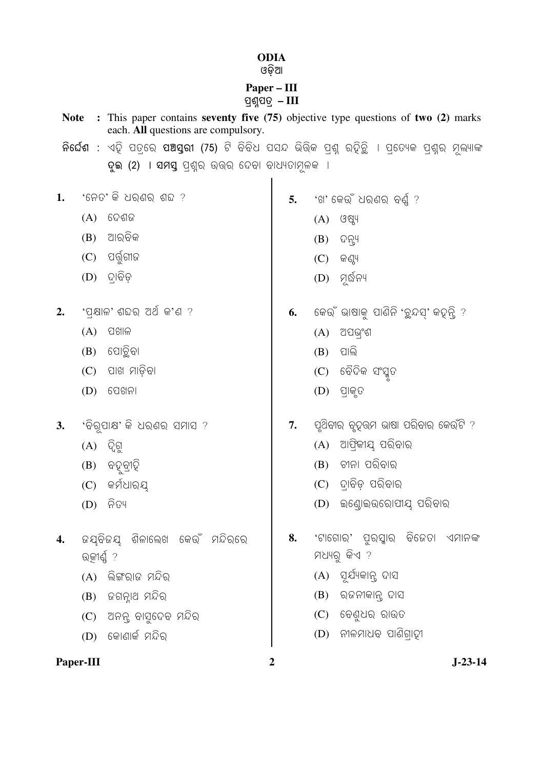# ODIA
ଓଡ଼ିଆ

## Paper – III
ପ୍ରଶ୍ନପତ୍ର – III

**Note :** This paper contains **seventy five (75)** objective type questions of **two (2)** marks each. **All** questions are compulsory.

**ନିର୍ଦ୍ଦେଶ :** ଏହି ପତ୍ରରେ **ପଞ୍ଚସ୍ତରୀ (75)** ଟି ବିବିଧ ପସନ୍ଦ ଭିତ୍ତିକ ପ୍ରଶ୍ନ ରହିଛି । ପ୍ରତ୍ୟେକ ପ୍ରଶ୍ନର ମୂଲ୍ୟାଙ୍କ **ଦୁଇ (2)** । **ସମସ୍ତ** ପ୍ରଶ୍ନର ଉତ୍ତର ଦେବା ବାଧ୍ୟତାମୂଳକ ।

1. 'ନେତ' କି ଧରଣର ଶବ୍ଦ ?
   (A) ଦେଶଜ
   (B) ଆରବିକ
   (C) ପର୍ତ୍ତୁଗୀଜ
   (D) ଦ୍ରାବିଡ଼

2. 'ପ୍ରକ୍ଷାଳ' ଶବ୍ଦର ଅର୍ଥ କ'ଣ ?
   (A) ପଖାଳ
   (B) ପୋଛିବା
   (C) ପାଖ ମାଡ଼ିବା
   (D) ପେଖନା

3. 'ବିରୂପାକ୍ଷ' କି ଧରଣର ସମାସ ?
   (A) ଦ୍ୱିଗୁ
   (B) ବହୁବ୍ରୀହି
   (C) କର୍ମଧାରୟ
   (D) ନିତ୍ୟ

4. ଜୟବିଜୟ ଶିଳାଲେଖ କେଉଁ ମନ୍ଦିରରେ ଉତ୍କୀର୍ଣ୍ଣ ?
   (A) ଲିଙ୍ଗରାଜ ମନ୍ଦିର
   (B) ଜଗନ୍ନାଥ ମନ୍ଦିର
   (C) ଅନନ୍ତ ବାସୁଦେବ ମନ୍ଦିର
   (D) କୋଣାର୍କ ମନ୍ଦିର

5. 'ଖ' କେଉଁ ଧରଣର ବର୍ଣ୍ଣ ?
   (A) ଓଷ୍ଠ୍ୟ
   (B) ଦନ୍ତ୍ୟ
   (C) କଣ୍ଠ୍ୟ
   (D) ମୂର୍ଦ୍ଧନ୍ୟ

6. କେଉଁ ଭାଷାକୁ ପାଣିନି 'ଛନ୍ଦସ୍' କହନ୍ତି ?
   (A) ଅପଭ୍ରଂଶ
   (B) ପାଲି
   (C) ବୈଦିକ ସଂସ୍କୃତ
   (D) ପ୍ରାକୃତ

7. ପୃଥିବୀର ବୃହତ୍ତମ ଭାଷା ପରିବାର କେଉଁଟି ?
   (A) ଆଫ୍ରିକୀୟ ପରିବାର
   (B) ଚୀନା ପରିବାର
   (C) ଦ୍ରାବିଡ଼ ପରିବାର
   (D) ଇଣ୍ଡୋଇଉରୋପୀୟ ପରିବାର

8. 'ଟାଗୋର' ପୁରସ୍କାର ବିଜେତା ଏମାନଙ୍କ ମଧ୍ୟରୁ କିଏ ?
   (A) ସୂର୍ଯ୍ୟକାନ୍ତ ଦାସ
   (B) ରଜନୀକାନ୍ତ ଦାସ
   (C) ବେଣୁଧର ରାଉତ
   (D) ନୀଳମାଧବ ପାଣିଗ୍ରାହୀ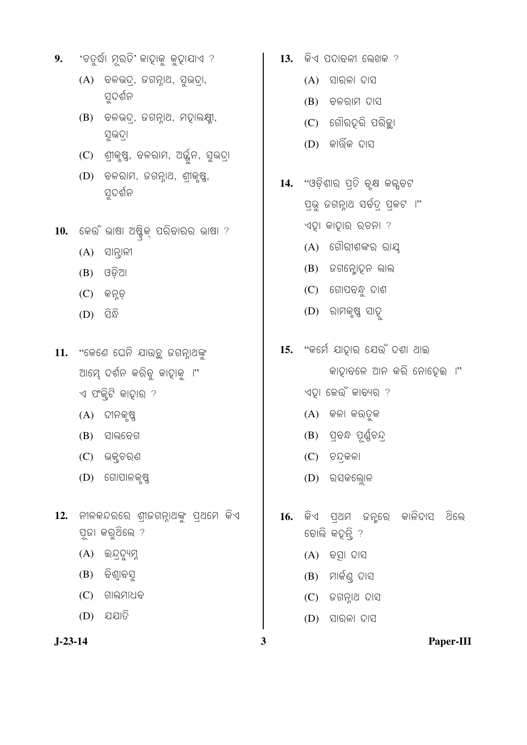9. 'ଚତୁର୍ଦ୍ଧା ମୂରତି' କାହାକୁ କୁହାଯାଏ ?
   (A) ବଳଭଦ୍ର, ଜଗନ୍ନାଥ, ସୁଭଦ୍ରା, ସୁଦର୍ଶନ
   (B) ବଳଭଦ୍ର, ଜଗନ୍ନାଥ, ମହାଲକ୍ଷ୍ମୀ, ସୁଭଦ୍ରା
   (C) ଶ୍ରୀକୃଷ୍ଣ, ବଳରାମ, ଅର୍ଜୁନ, ସୁଭଦ୍ରା
   (D) ବଳରାମ, ଜଗନ୍ନାଥ, ଶ୍ରୀକୃଷ୍ଣ, ସୁଦର୍ଶନ

10. କେଉଁ ଭାଷା ଅଷ୍ଟ୍ରିକ୍ ପରିବାରର ଭାଷା ?
   (A) ସାନ୍ତାଳୀ
   (B) ଓଡ଼ିଆ
   (C) କନ୍ନଡ଼
   (D) ସିନ୍ଧି

11. "କେଣେ ଘେନି ଯାଉଚ୍ଛ ଜଗନ୍ନାଥଙ୍କୁ
   ଆମ୍ଭେ ଦର୍ଶନ କରିବୁ କାହାକୁ ।"
   ଏ ପଂକ୍ତିଟି କାହାର ?
   (A) ଦୀନକୃଷ୍ଣ
   (B) ସାଲବେଗ
   (C) ଭକ୍ତଚରଣ
   (D) ଗୋପାଳକୃଷ୍ଣ

12. ନୀଳକନ୍ଦରରେ ଶ୍ରୀଜଗନ୍ନାଥଙ୍କୁ ପ୍ରଥମେ କିଏ ପୂଜା କରୁଥିଲେ ?
   (A) ଇନ୍ଦ୍ରଦ୍ୟୁମ୍ନ
   (B) ବିଶ୍ୱାବସୁ
   (C) ଗାଲମାଧବ
   (D) ଯଯାତି

13. କିଏ ପଦାବଳୀ ଲେଖକ ?
   (A) ସାରଳା ଦାସ
   (B) ବଳରାମ ଦାସ
   (C) ଗୌରହରି ପରିଚ୍ଛା
   (D) କାର୍ତ୍ତିକ ଦାସ

14. "ଓଡ଼ିଶାର ପ୍ରତି ବୃକ୍ଷ କଳ୍ପବଟ
   ପ୍ରଭୁ ଜଗନ୍ନାଥ ସର୍ବତ୍ର ପ୍ରକଟ ।"
   ଏହା କାହାର ରଚନା ?
   (A) ଗୌରୀଶଙ୍କର ରାୟ୍
   (B) ଜଗନ୍ମୋହନ ଲାଲ
   (C) ଗୋପବନ୍ଧୁ ଦାଶ
   (D) ରାମକୃଷ୍ଣ ସାହୁ

15. "କର୍ମେ ଯାହାର ଯେଉଁ ଦଶା ଥାଇ
   କାହାବଳେ ଆନ କରି ନୋହେଇ ।"
   ଏହା କେଉଁ କାବ୍ୟର ?
   (A) କଳା କଉତୁକ
   (B) ପ୍ରବନ୍ଧ ପୂର୍ଣ୍ଣଚନ୍ଦ୍ର
   (C) ଚନ୍ଦ୍ରକଳା
   (D) ରସକଲ୍ଲୋଳ

16. କିଏ ପ୍ରଥମ ଜନ୍ମରେ କାଳିଦାସ ଥିଲେ ବୋଲି କହନ୍ତି ?
   (A) ବତ୍ସା ଦାସ
   (B) ମାର୍କଣ୍ଡ ଦାସ
   (C) ଜଗନ୍ନାଥ ଦାସ
   (D) ସାରଳା ଦାସ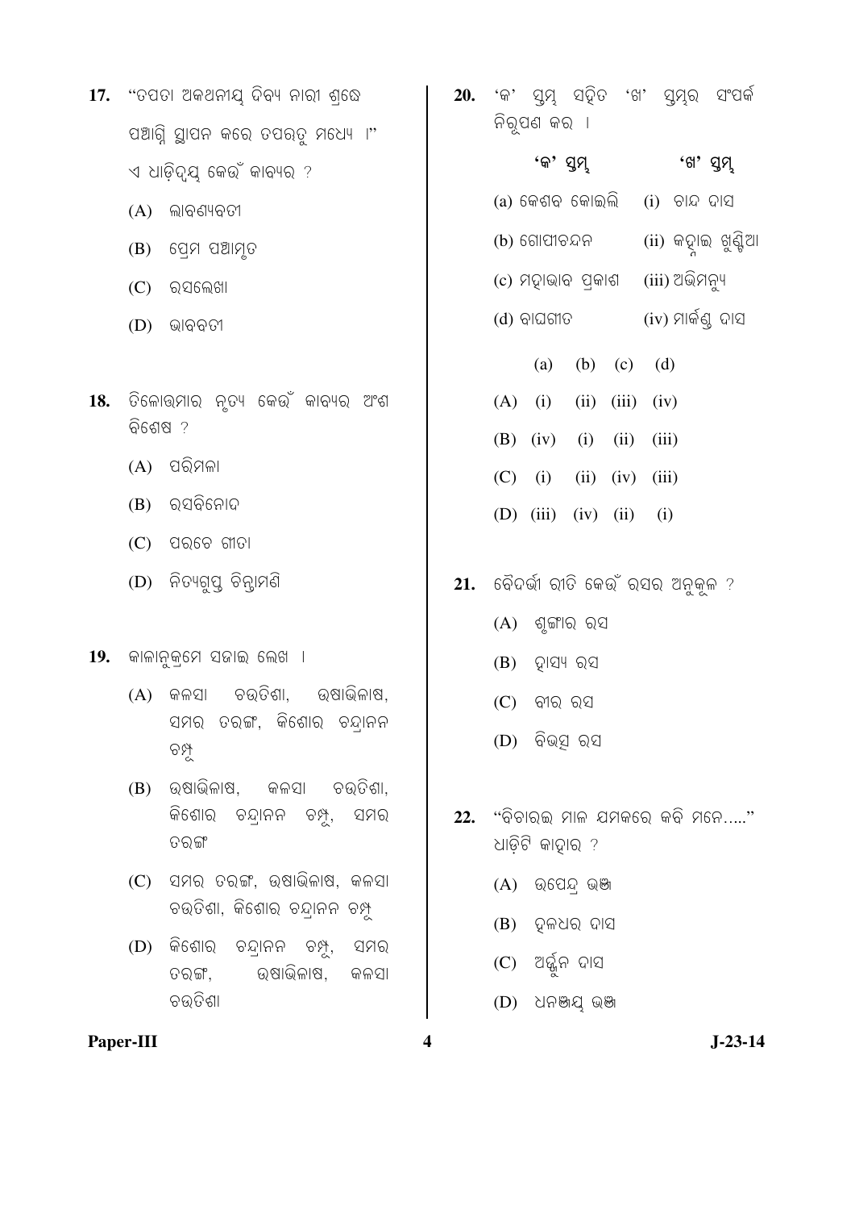17. "ତପତା ଅକଥନୀୟ ଦିବ୍ୟ ନାରୀ ଶ୍ରେଷ୍ଠ
ପଞ୍ଚାଗ୍ନି ସ୍ଥାପନ କରେ ତପଋତୁ ମଧ୍ୟେ ।"
ଏ ଧାଡ଼ିଦ୍ୱୟ କେଉଁ କାବ୍ୟର ?

(A) ଲାବଣ୍ୟବତୀ
(B) ପ୍ରେମ ପଞ୍ଚାମୃତ
(C) ରସଲେଖା
(D) ଭାବବତୀ

18. ତିଳୋତ୍ତମାର ନୃତ୍ୟ କେଉଁ କାବ୍ୟର ଅଂଶ ବିଶେଷ ?

(A) ପରିମଳା
(B) ରସବିନୋଦ
(C) ପରଚେ ଗୀତା
(D) ନିତ୍ୟଗୁପ୍ତ ଚିନ୍ତାମଣି

19. କାଳାନୁକ୍ରମେ ସଜାଇ ଲେଖ ।

(A) କଳସା ଚଉତିଶା, ଉଷାଭିଳାଷ, ସମର ତରଙ୍ଗ, କିଶୋର ଚନ୍ଦ୍ରାନନ ଚମ୍ପୂ
(B) ଉଷାଭିଳାଷ, କଳସା ଚଉତିଶା, କିଶୋର ଚନ୍ଦ୍ରାନନ ଚମ୍ପୂ, ସମର ତରଙ୍ଗ
(C) ସମର ତରଙ୍ଗ, ଉଷାଭିଳାଷ, କଳସା ଚଉତିଶା, କିଶୋର ଚନ୍ଦ୍ରାନନ ଚମ୍ପୂ
(D) କିଶୋର ଚନ୍ଦ୍ରାନନ ଚମ୍ପୂ, ସମର ତରଙ୍ଗ, ଉଷାଭିଳାଷ, କଳସା ଚଉତିଶା

20. 'କ' ସ୍ତମ୍ଭ ସହିତ 'ଖ' ସ୍ତମ୍ଭର ସଂପର୍କ ନିରୂପଣ କର ।

| 'କ' ସ୍ତମ୍ଭ | 'ଖ' ସ୍ତମ୍ଭ |
|---|---|
| (a) କେଶବ କୋଇଲି | (i) ଚାନ୍ଦ ଦାସ |
| (b) ଗୋପୀଚନ୍ଦନ | (ii) କହ୍ନାଇ ଖୁଣ୍ଟିଆ |
| (c) ମହାଭାବ ପ୍ରକାଶ | (iii) ଅଭିମନ୍ୟୁ |
| (d) ବାଘଗୀତ | (iv) ମାର୍କଣ୍ଡ ଦାସ |

| | (a) | (b) | (c) | (d) |
|---|---|---|---|---|
| (A) | (i) | (ii) | (iii) | (iv) |
| (B) | (iv) | (i) | (ii) | (iii) |
| (C) | (i) | (ii) | (iv) | (iii) |
| (D) | (iii) | (iv) | (ii) | (i) |

21. ବୈଦର୍ଭୀ ରୀତି କେଉଁ ରସର ଅନୁକୂଳ ?

(A) ଶୃଙ୍ଗାର ରସ
(B) ହାସ୍ୟ ରସ
(C) ବୀର ରସ
(D) ବିଭତ୍ସ ରସ

22. "ବିଚାରଇ ମାଳ ଯମକରେ କବି ମନେ....." ଧାଡ଼ିଟି କାହାର ?

(A) ଉପେନ୍ଦ୍ର ଭଞ୍ଜ
(B) ହଳଧର ଦାସ
(C) ଅର୍ଜ୍ଜୁନ ଦାସ
(D) ଧନଞ୍ଜୟ ଭଞ୍ଜ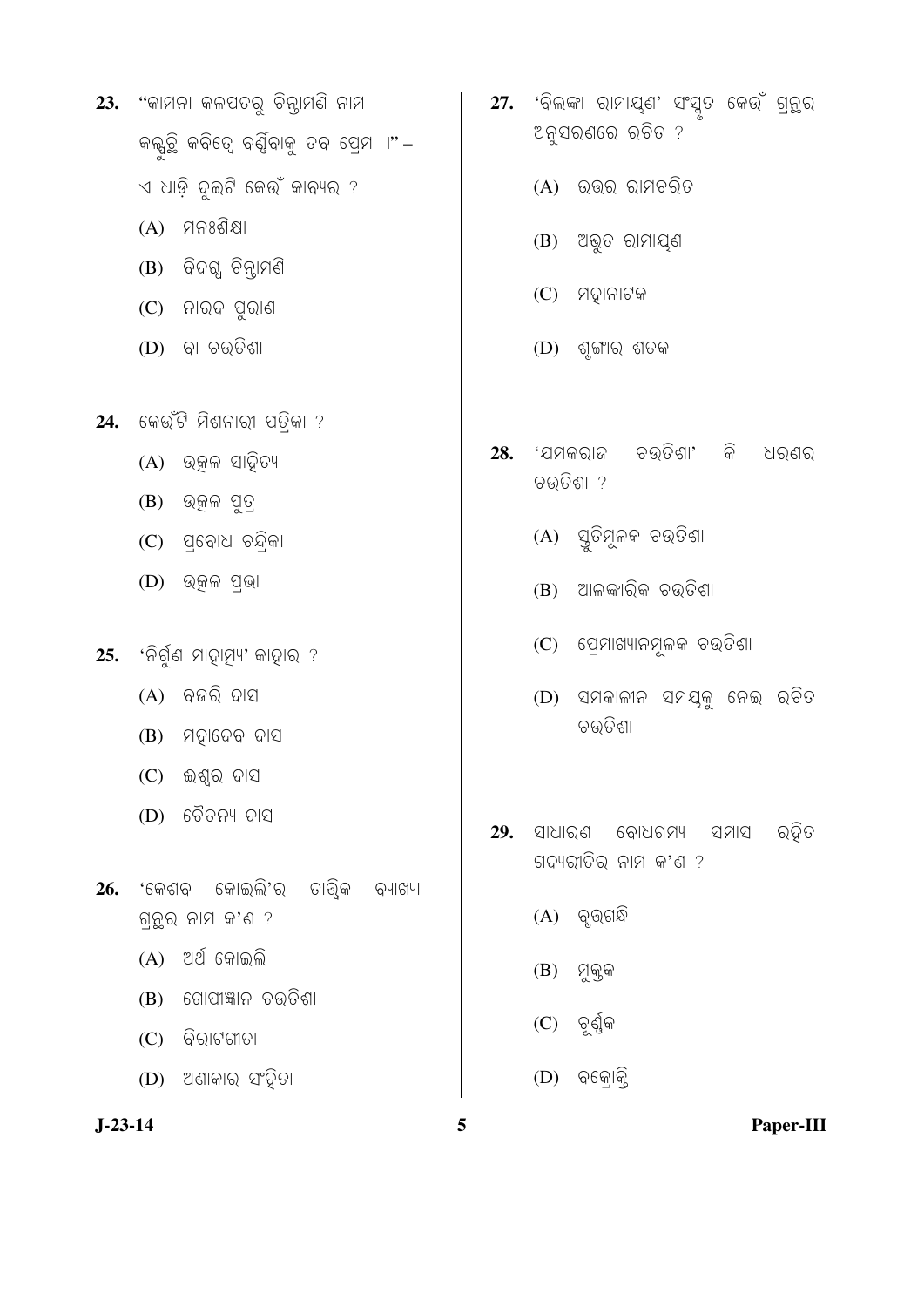23. "କାମନା କଳପତରୁ ଚିନ୍ତାମଣି ନାମ
କଲ୍ପୁଛି କବିଦ୍ୱେ ବର୍ଣ୍ଣିବାକୁ ତବ ପ୍ରେମ ।" –
ଏ ଧାଡ଼ି ଦୁଇଟି କେଉଁ କାବ୍ୟର ?

(A) ମନଃଶିକ୍ଷା
(B) ବିଦଗ୍ଧ ଚିନ୍ତାମଣି
(C) ନାରଦ ପୁରାଣ
(D) ବା ଚଉତିଶା

24. କେଉଁଟି ମିଶନାରୀ ପତ୍ରିକା ?

(A) ଉତ୍କଳ ସାହିତ୍ୟ
(B) ଉତ୍କଳ ପୁତ୍ର
(C) ପ୍ରବୋଧ ଚନ୍ଦ୍ରିକା
(D) ଉତ୍କଳ ପ୍ରଭା

25. 'ନିର୍ଗୁଣ ମାହାତ୍ମ୍ୟ' କାହାର ?

(A) ବଜରି ଦାସ
(B) ମହାଦେବ ଦାସ
(C) ଈଶ୍ୱର ଦାସ
(D) ଚୈତନ୍ୟ ଦାସ

26. 'କେଶବ କୋଇଲି'ର ତାତ୍ତ୍ୱିକ ବ୍ୟାଖ୍ୟା ଗ୍ରନ୍ଥର ନାମ କ'ଣ ?

(A) ଅର୍ଥ କୋଇଲି
(B) ଗୋପୀଙ୍କାନ ଚଉତିଶା
(C) ବିରାଟଗୀତା
(D) ଅଣାକାର ସଂହିତା

27. 'ବିଲଙ୍କା ରାମାୟଣ' ସଂସ୍କୃତ କେଉଁ ଗ୍ରନ୍ଥର ଅନୁସରଣରେ ରଚିତ ?

(A) ଉତ୍ତର ରାମଚରିତ
(B) ଅଦ୍ଭୁତ ରାମାୟଣ
(C) ମହାନାଟକ
(D) ଶୃଙ୍ଗାର ଶତକ

28. 'ଯମକରାଜ ଚଉତିଶା' କି ଧରଣର ଚଉତିଶା ?

(A) ସ୍ତୁତିମୂଳକ ଚଉତିଶା
(B) ଆଳଙ୍କାରିକ ଚଉତିଶା
(C) ପ୍ରେମାଖ୍ୟାନମୂଳକ ଚଉତିଶା
(D) ସମକାଳୀନ ସମସ୍ୟାକୁ ନେଇ ରଚିତ ଚଉତିଶା

29. ସାଧାରଣ ବୋଧଗମ୍ୟ ସମାସ ରହିତ ଗଦ୍ୟରୀତିର ନାମ କ'ଣ ?

(A) ବୃତ୍ତଗନ୍ଧି
(B) ମୁକ୍ତକ
(C) ଚୂର୍ଣ୍ଣକ
(D) ବକ୍ରୋକ୍ତି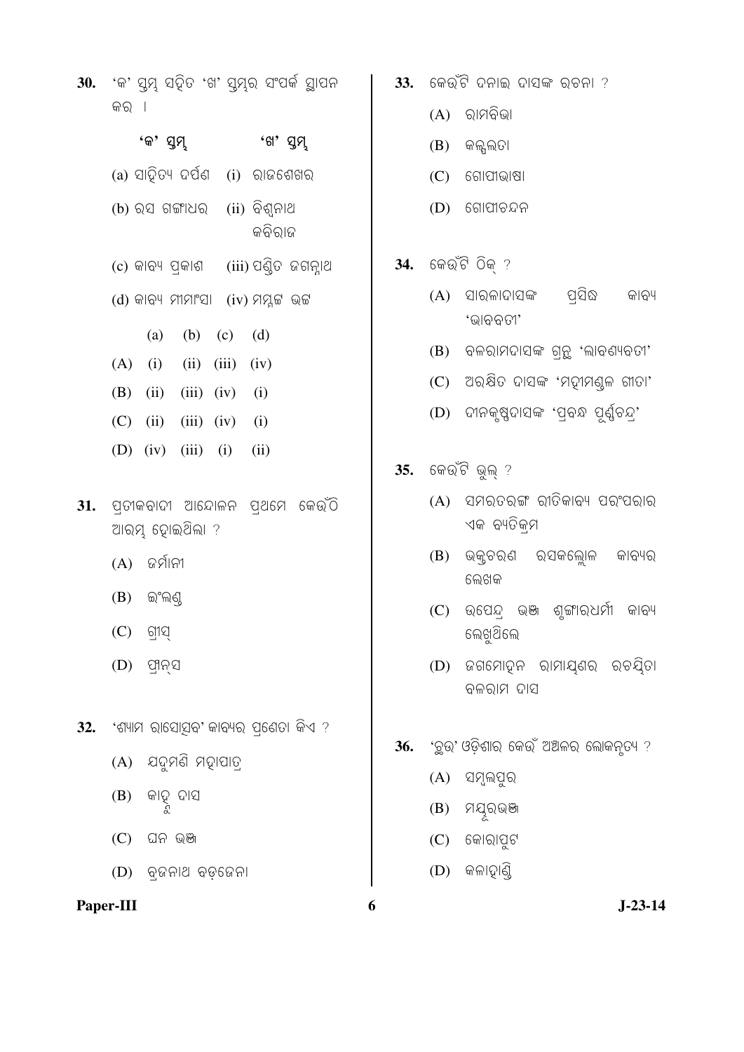30. 'କ' ସ୍ତମ୍ଭ ସହିତ 'ଖ' ସ୍ତମ୍ଭର ସଂପର୍କ ସ୍ଥାପନ କର ।

| 'କ' ସ୍ତମ୍ଭ | 'ଖ' ସ୍ତମ୍ଭ |
|---|---|
| (a) ସାହିତ୍ୟ ଦର୍ପଣ | (i) ରାଜଶେଖର |
| (b) ରସ ଗଙ୍ଗାଧର | (ii) ବିଶ୍ୱନାଥ କବିରାଜ |
| (c) କାବ୍ୟ ପ୍ରକାଶ | (iii) ପଣ୍ଡିତ ଜଗନ୍ନାଥ |
| (d) କାବ୍ୟ ମୀମାଂସା | (iv) ମମ୍ମଟ ଭଟ୍ଟ |

| | (a) | (b) | (c) | (d) |
|---|---|---|---|---|
| (A) | (i) | (ii) | (iii) | (iv) |
| (B) | (ii) | (iii) | (iv) | (i) |
| (C) | (ii) | (iii) | (iv) | (i) |
| (D) | (iv) | (iii) | (i) | (ii) |

31. ପ୍ରତୀକବାଦୀ ଆନ୍ଦୋଳନ ପ୍ରଥମେ କେଉଁଠି ଆରମ୍ଭ ହୋଇଥିଲା ?

(A) ଜର୍ମାନୀ

(B) ଇଂଲଣ୍ଡ

(C) ଗ୍ରୀସ୍

(D) ଫ୍ରାନ୍ସ

32. 'ଶ୍ୟାମ ରାସୋତ୍ସବ' କାବ୍ୟର ପ୍ରଣେତା କିଏ ?

(A) ଯଦୁମଣି ମହାପାତ୍ର

(B) କାହ୍ନୁ ଦାସ

(C) ଘନ ଭଞ୍ଜ

(D) ବ୍ରଜନାଥ ବଡ଼ଜେନା

33. କେଉଁଟି ଦନାଇ ଦାସଙ୍କ ରଚନା ?

(A) ରାମବିଭା

(B) କଳ୍ପଲତା

(C) ଗୋପୀଭାଷା

(D) ଗୋପୀଚନ୍ଦନ

34. କେଉଁଟି ଠିକ୍ ?

(A) ସାରଳାଦାସଙ୍କ ପ୍ରସିଦ୍ଧ କାବ୍ୟ 'ଭାବବତୀ'

(B) ବଳରାମଦାସଙ୍କ ଗ୍ରନ୍ଥ 'ଲାବଣ୍ୟବତୀ'

(C) ଅରକ୍ଷିତ ଦାସଙ୍କ 'ମହୀମଣ୍ଡଳ ଗୀତା'

(D) ଦୀନକୃଷ୍ଣଦାସଙ୍କ 'ପ୍ରବନ୍ଧ ପୂର୍ଣ୍ଣଚନ୍ଦ୍ର'

35. କେଉଁଟି ଭୁଲ୍ ?

(A) ସମରତରଙ୍ଗ ରୀତିକାବ୍ୟ ପରଂପରାର ଏକ ବ୍ୟତିକ୍ରମ

(B) ଭକ୍ତଚରଣ ରସକଲ୍ଲୋଳ କାବ୍ୟର ଲେଖକ

(C) ଉପେନ୍ଦ୍ର ଭଞ୍ଜ ଶୃଙ୍ଗାରଧର୍ମୀ କାବ୍ୟ ଲେଖିଥିଲେ

(D) ଜଗମୋହନ ରାମାୟଣର ରଚୟିତା ବଳରାମ ଦାସ

36. 'ଛଉ' ଓଡ଼ିଶାର କେଉଁ ଅଞ୍ଚଳର ଲୋକନୃତ୍ୟ ?

(A) ସମ୍ବଲପୁର

(B) ମୟୂରଭଞ୍ଜ

(C) କୋରାପୁଟ

(D) କଳାହାଣ୍ଡି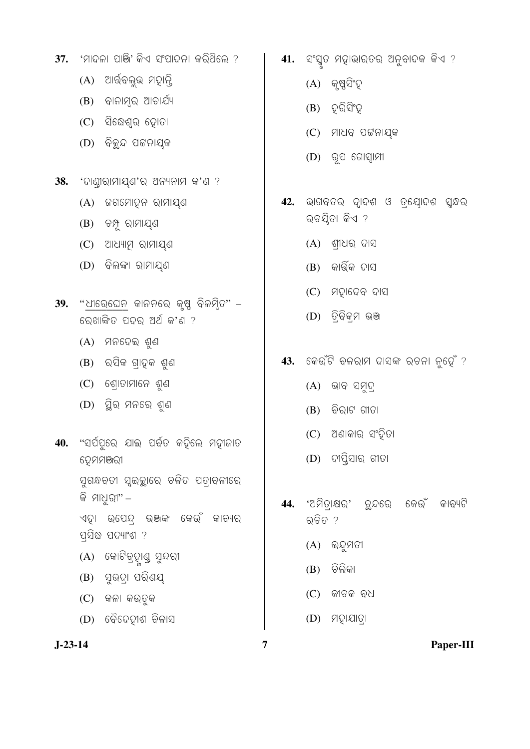37. 'ମାଦଳା ପାଞ୍ଜି' କିଏ ସଂପାଦନା କରିଥିଲେ ?

(A) ଆର୍ତ୍ତବଲ୍ଲଭ ମହାନ୍ତି

(B) ବାନାମ୍ବର ଆଚାର୍ଯ୍ୟ

(C) ସିଦ୍ଧେଶ୍ୱର ହୋତା

(D) ବିଚ୍ଛନ୍ଦ ପଟ୍ଟନାୟକ

38. 'ଦାଣ୍ଡୀରାମାୟଣ'ର ଅନ୍ୟନାମ କ'ଣ ?

(A) ଜଗମୋହନ ରାମାୟଣ

(B) ଚମ୍ପୂ ରାମାୟଣ

(C) ଆଧ୍ୟାତ୍ମ ରାମାୟଣ

(D) ବିଲଙ୍କା ରାମାୟଣ

39. "ଧୀରେଘେନ କାନନରେ କୃଷ୍ଣ ବିଳମ୍ବିତ" – ରେଖାଙ୍କିତ ପଦର ଅର୍ଥ କ'ଣ ?

(A) ମନଦେଇ ଶୁଣ

(B) ରସିକ ଗ୍ରାହକ ଶୁଣ

(C) ଶ୍ରୋତାମାନେ ଶୁଣ

(D) ସ୍ଥିର ମନରେ ଶୁଣ

40. "ସର୍ପପୁରେ ଯାଇ ପର୍ବତ କହିଲେ ମହୀଜାତ ହେମମଞ୍ଜରୀ
ସୁଗନ୍ଧବତୀ ସ୍ୱଇଚ୍ଛାରେ ଚଳିତ ପତ୍ରାବଳୀରେ କି ମାଧୁରୀ" –
ଏହା ଉପେନ୍ଦ୍ର ଭଞ୍ଜଙ୍କ କେଉଁ କାବ୍ୟର ପ୍ରସିଦ୍ଧ ପଦ୍ୟାଂଶ ?

(A) କୋଟିବ୍ରହ୍ମାଣ୍ଡ ସୁନ୍ଦରୀ

(B) ସୁଭଦ୍ରା ପରିଣୟ

(C) କଳା କଉତୁକ

(D) ବୈଦେହୀଶ ବିଳାସ

41. ସଂସ୍କୃତ ମହାଭାରତର ଅନୁବାଦକ କିଏ ?

(A) କୃଷ୍ଣସିଂହ

(B) ହରିସିଂହ

(C) ମାଧବ ପଟ୍ଟନାୟକ

(D) ରୂପ ଗୋସ୍ୱାମୀ

42. ଭାଗବତର ଦ୍ୱାଦଶ ଓ ତ୍ରୟୋଦଶ ସ୍କନ୍ଧର ରଚୟିତା କିଏ ?

(A) ଶ୍ରୀଧର ଦାସ

(B) କାର୍ତ୍ତିକ ଦାସ

(C) ମହାଦେବ ଦାସ

(D) ତ୍ରିବିକ୍ରମ ଭଞ୍ଜ

43. କେଉଁଟି ବଳରାମ ଦାସଙ୍କ ରଚନା ନୁହେଁ ?

(A) ଭାବ ସମୁଦ୍ର

(B) ବିରାଟ ଗୀତା

(C) ଅଣାକାର ସଂହିତା

(D) ଦୀପ୍ତିସାର ଗୀତା

44. 'ଅମିତ୍ରାକ୍ଷର' ଛନ୍ଦରେ କେଉଁ କାବ୍ୟଟି ରଚିତ ?

(A) ଇନ୍ଦୁମତୀ

(B) ଚିଲିକା

(C) କୀଚକ ବଧ

(D) ମହାଯାତ୍ରା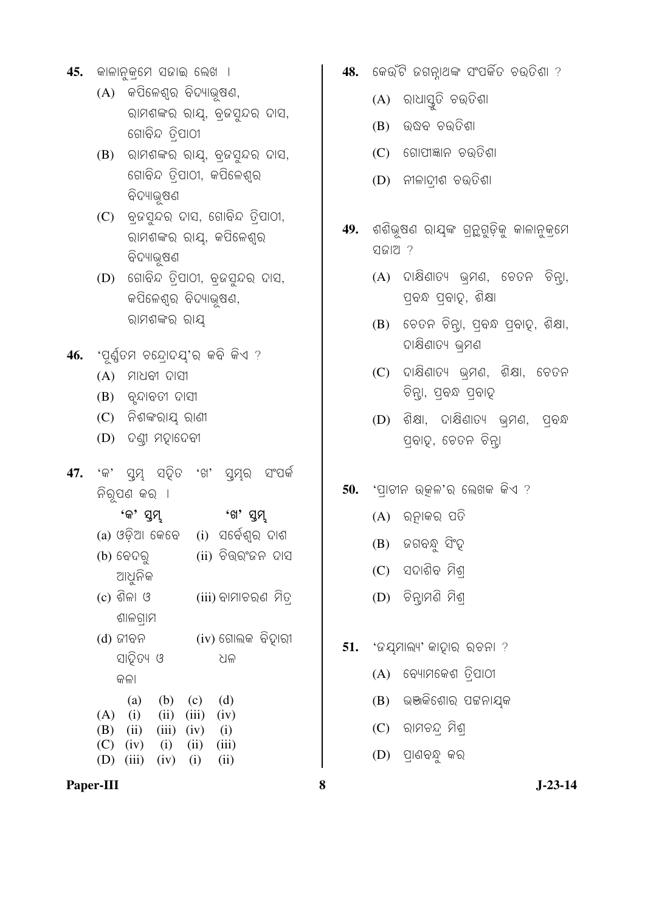45. କାଳାନୁକ୍ରମେ ସଜାଇ ଲେଖ ।

(A) କପିଳେଶ୍ୱର ବିଦ୍ୟାଭୂଷଣ, ରାମଶଙ୍କର ରାୟ୍, ବ୍ରଜସୁନ୍ଦର ଦାସ, ଗୋବିନ୍ଦ ତ୍ରିପାଠୀ

(B) ରାମଶଙ୍କର ରାୟ୍, ବ୍ରଜସୁନ୍ଦର ଦାସ, ଗୋବିନ୍ଦ ତ୍ରିପାଠୀ, କପିଳେଶ୍ୱର ବିଦ୍ୟାଭୂଷଣ

(C) ବ୍ରଜସୁନ୍ଦର ଦାସ, ଗୋବିନ୍ଦ ତ୍ରିପାଠୀ, ରାମଶଙ୍କର ରାୟ୍, କପିଳେଶ୍ୱର ବିଦ୍ୟାଭୂଷଣ

(D) ଗୋବିନ୍ଦ ତ୍ରିପାଠୀ, ବ୍ରଜସୁନ୍ଦର ଦାସ, କପିଳେଶ୍ୱର ବିଦ୍ୟାଭୂଷଣ, ରାମଶଙ୍କର ରାୟ୍

46. 'ପୂର୍ଣ୍ଣତମ ଚନ୍ଦ୍ରୋଦୟ'ର କବି କିଏ ?

(A) ମାଧବୀ ଦାସୀ

(B) ବୃନ୍ଦାବତୀ ଦାସୀ

(C) ନିଶଙ୍କରାୟ ରାଣୀ

(D) ଦଣ୍ଡୀ ମହାଦେବୀ

47. 'କ' ସ୍ତମ୍ଭ ସହିତ 'ଖ' ସ୍ତମ୍ଭର ସଂପର୍କ ନିରୂପଣ କର ।

| 'କ' ସ୍ତମ୍ଭ | 'ଖ' ସ୍ତମ୍ଭ |
|---|---|
| (a) ଓଡ଼ିଆ କେବେ | (i) ସର୍ବେଶ୍ୱର ଦାଶ |
| (b) ବେଦରୁ ଆଧୁନିକ | (ii) ଚିତ୍ତରଂଜନ ଦାସ |
| (c) ଶିଳା ଓ ଶାଳଗ୍ରାମ | (iii) ବାମାଚରଣ ମିତ୍ର |
| (d) ଜୀବନ ସାହିତ୍ୟ ଓ କଳା | (iv) ଗୋଲକ ବିହାରୀ ଧଳ |

| | (a) | (b) | (c) | (d) |
|---|---|---|---|---|
| (A) | (i) | (ii) | (iii) | (iv) |
| (B) | (ii) | (iii) | (iv) | (i) |
| (C) | (iv) | (i) | (ii) | (iii) |
| (D) | (iii) | (iv) | (i) | (ii) |

48. କେଉଁଟି ଜଗନ୍ନାଥଙ୍କ ସଂପର୍କିତ ଚଉତିଶା ?

(A) ରାଧାସ୍ତୁତି ଚଉତିଶା

(B) ଉଦ୍ଧବ ଚଉତିଶା

(C) ଗୋପୀଜ୍ଞାନ ଚଉତିଶା

(D) ନୀଳାଦ୍ରୀଶ ଚଉତିଶା

49. ଶଶିଭୂଷଣ ରାୟଙ୍କ ଗ୍ରନ୍ଥଗୁଡ଼ିକୁ କାଳାନୁକ୍ରମେ ସଜାଅ ?

(A) ଦାକ୍ଷିଣାତ୍ୟ ଭ୍ରମଣ, ଚେତନ ଚିନ୍ତା, ପ୍ରବନ୍ଧ ପ୍ରବାହ, ଶିକ୍ଷା

(B) ଚେତନ ଚିନ୍ତା, ପ୍ରବନ୍ଧ ପ୍ରବାହ, ଶିକ୍ଷା, ଦାକ୍ଷିଣାତ୍ୟ ଭ୍ରମଣ

(C) ଦାକ୍ଷିଣାତ୍ୟ ଭ୍ରମଣ, ଶିକ୍ଷା, ଚେତନ ଚିନ୍ତା, ପ୍ରବନ୍ଧ ପ୍ରବାହ

(D) ଶିକ୍ଷା, ଦାକ୍ଷିଣାତ୍ୟ ଭ୍ରମଣ, ପ୍ରବନ୍ଧ ପ୍ରବାହ, ଚେତନ ଚିନ୍ତା

50. 'ପ୍ରାଚୀନ ଉତ୍କଳ'ର ଲେଖକ କିଏ ?

(A) ରତ୍ନାକର ପତି

(B) ଜଗବନ୍ଧୁ ସିଂହ

(C) ସଦାଶିବ ମିଶ୍ର

(D) ଚିନ୍ତାମଣି ମିଶ୍ର

51. 'ଜୟମାଲ୍ୟ' କାହାର ରଚନା ?

(A) ବ୍ୟୋମକେଶ ତ୍ରିପାଠୀ

(B) ଭଞ୍ଜକିଶୋର ପଟ୍ଟନାୟକ

(C) ରାମଚନ୍ଦ୍ର ମିଶ୍ର

(D) ପ୍ରାଣବନ୍ଧୁ କର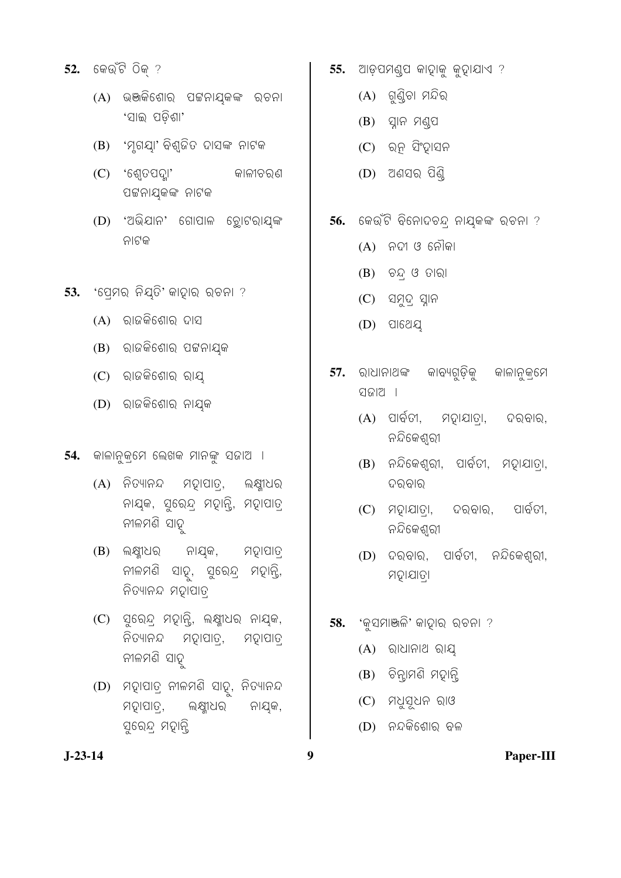52. କେଉଁଟି ଠିକ୍ ?

(A) ଭଞ୍ଜକିଶୋର ପଟ୍ଟନାୟକଙ୍କ ରଚନା 'ସାଇ ପଡ଼ିଶା'

(B) 'ମୃଗୟା' ବିଶ୍ୱଜିତ ଦାସଙ୍କ ନାଟକ

(C) 'ଶ୍ୱେତପଦ୍ମା' କାଳୀଚରଣ ପଟ୍ଟନାୟକଙ୍କ ନାଟକ

(D) 'ଅଭିଯାନ' ଗୋପାଳ ଛୋଟରାୟଙ୍କ ନାଟକ

53. 'ପ୍ରେମର ନିୟତି' କାହାର ରଚନା ?

(A) ରାଜକିଶୋର ଦାସ

(B) ରାଜକିଶୋର ପଟ୍ଟନାୟକ

(C) ରାଜକିଶୋର ରାୟ

(D) ରାଜକିଶୋର ନାୟକ

54. କାଳାନୁକ୍ରମେ ଲେଖକ ମାନଙ୍କୁ ସଜାଅ ।

(A) ନିତ୍ୟାନନ୍ଦ ମହାପାତ୍ର, ଲକ୍ଷ୍ମୀଧର ନାୟକ, ସୁରେନ୍ଦ୍ର ମହାନ୍ତି, ମହାପାତ୍ର ନୀଳମଣି ସାହୁ

(B) ଲକ୍ଷ୍ମୀଧର ନାୟକ, ମହାପାତ୍ର ନୀଳମଣି ସାହୁ, ସୁରେନ୍ଦ୍ର ମହାନ୍ତି, ନିତ୍ୟାନନ୍ଦ ମହାପାତ୍ର

(C) ସୁରେନ୍ଦ୍ର ମହାନ୍ତି, ଲକ୍ଷ୍ମୀଧର ନାୟକ, ନିତ୍ୟାନନ୍ଦ ମହାପାତ୍ର, ମହାପାତ୍ର ନୀଳମଣି ସାହୁ

(D) ମହାପାତ୍ର ନୀଳମଣି ସାହୁ, ନିତ୍ୟାନନ୍ଦ ମହାପାତ୍ର, ଲକ୍ଷ୍ମୀଧର ନାୟକ, ସୁରେନ୍ଦ୍ର ମହାନ୍ତି

55. ଆଡ଼ପମଣ୍ଡପ କାହାକୁ କୁହାଯାଏ ?

(A) ଗୁଣ୍ଡିଚା ମନ୍ଦିର

(B) ସ୍ନାନ ମଣ୍ଡପ

(C) ରତ୍ନ ସିଂହାସନ

(D) ଅଣସର ପିଣ୍ଡି

56. କେଉଁଟି ବିନୋଦଚନ୍ଦ୍ର ନାୟକଙ୍କ ରଚନା ?

(A) ନଦୀ ଓ ନୌକା

(B) ଚନ୍ଦ୍ର ଓ ତାରା

(C) ସମୁଦ୍ର ସ୍ନାନ

(D) ପାଥେୟ

57. ରାଧାନାଥଙ୍କ କାବ୍ୟଗୁଡ଼ିକୁ କାଳାନୁକ୍ରମେ ସଜାଅ ।

(A) ପାର୍ବତୀ, ମହାଯାତ୍ରା, ଦରବାର, ନନ୍ଦିକେଶ୍ୱରୀ

(B) ନନ୍ଦିକେଶ୍ୱରୀ, ପାର୍ବତୀ, ମହାଯାତ୍ରା, ଦରବାର

(C) ମହାଯାତ୍ରା, ଦରବାର, ପାର୍ବତୀ, ନନ୍ଦିକେଶ୍ୱରୀ

(D) ଦରବାର, ପାର୍ବତୀ, ନନ୍ଦିକେଶ୍ୱରୀ, ମହାଯାତ୍ରା

58. 'କୁସମାଞ୍ଜଳି' କାହାର ରଚନା ?

(A) ରାଧାନାଥ ରାୟ

(B) ଚିନ୍ତାମଣି ମହାନ୍ତି

(C) ମଧୁସୂଦନ ରାଓ

(D) ନନ୍ଦକିଶୋର ବଳ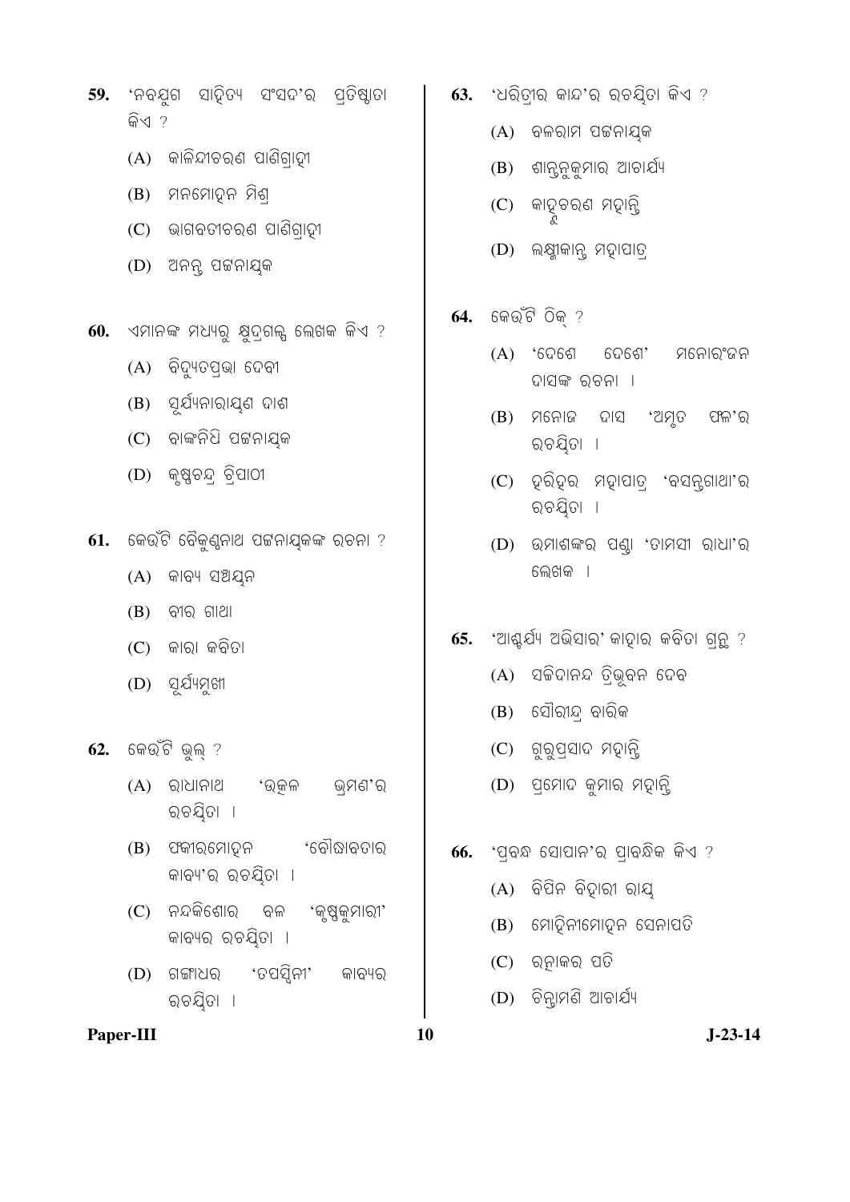59. 'ନବଯୁଗ ସାହିତ୍ୟ ସଂସଦ'ର ପ୍ରତିଷ୍ଠାତା କିଏ ?

(A) କାଳିନ୍ଦୀଚରଣ ପାଣିଗ୍ରାହୀ

(B) ମନମୋହନ ମିଶ୍ର

(C) ଭାଗବତୀଚରଣ ପାଣିଗ୍ରାହୀ

(D) ଅନନ୍ତ ପଟ୍ଟନାୟକ

60. ଏମାନଙ୍କ ମଧ୍ୟରୁ କ୍ଷୁଦ୍ରଗଳ୍ପ ଲେଖକ କିଏ ?

(A) ବିଦ୍ୟୁତପ୍ରଭା ଦେବୀ

(B) ସୂର୍ଯ୍ୟନାରାୟଣ ଦାଶ

(C) ବାଙ୍କନିଧି ପଟ୍ଟନାୟକ

(D) କୃଷ୍ଣଚନ୍ଦ୍ର ତ୍ରିପାଠୀ

61. କେଉଁଟି ବୈକୁଣ୍ଠନାଥ ପଟ୍ଟନାୟକଙ୍କ ରଚନା ?

(A) କାବ୍ୟ ସଞ୍ଚୟନ

(B) ବୀର ଗାଥା

(C) କାରା କବିତା

(D) ସୂର୍ଯ୍ୟମୁଖୀ

62. କେଉଁଟି ଭୁଲ୍ ?

(A) ରାଧାନାଥ 'ଉତ୍କଳ ଭ୍ରମଣ'ର ରଚୟିତା ।

(B) ଫକୀରମୋହନ 'ବୌଦ୍ଧାବତାର କାବ୍ୟ'ର ରଚୟିତା ।

(C) ନନ୍ଦକିଶୋର ବଳ 'କୃଷ୍ଣକୁମାରୀ' କାବ୍ୟର ରଚୟିତା ।

(D) ଗଙ୍ଗାଧର 'ତପସ୍ୱିନୀ' କାବ୍ୟର ରଚୟିତା ।

63. 'ଧରିତ୍ରୀର କାନ୍ଦ'ର ରଚୟିତା କିଏ ?

(A) ବଳରାମ ପଟ୍ଟନାୟକ

(B) ଶାନ୍ତନୁକୁମାର ଆଚାର୍ଯ୍ୟ

(C) କାହ୍ନୁଚରଣ ମହାନ୍ତି

(D) ଲକ୍ଷ୍ମୀକାନ୍ତ ମହାପାତ୍ର

64. କେଉଁଟି ଠିକ୍ ?

(A) 'ଦେଶେ ଦେଶେ' ମନୋରଂଜନ ଦାସଙ୍କ ରଚନା ।

(B) ମନୋଜ ଦାସ 'ଅମୃତ ଫଳ'ର ରଚୟିତା ।

(C) ହରିହର ମହାପାତ୍ର 'ବସନ୍ତଗାଥା'ର ରଚୟିତା ।

(D) ଉମାଶଙ୍କର ପଣ୍ଡା 'ତାମସୀ ରାଧା'ର ଲେଖକ ।

65. 'ଆଶ୍ଚର୍ଯ୍ୟ ଅଭିସାର' କାହାର କବିତା ଗ୍ରନ୍ଥ ?

(A) ସଚ୍ଚିଦାନନ୍ଦ ତ୍ରିଭୁବନ ଦେବ

(B) ସୌରୀନ୍ଦ୍ର ବାରିକ

(C) ଗୁରୁପ୍ରସାଦ ମହାନ୍ତି

(D) ପ୍ରମୋଦ କୁମାର ମହାନ୍ତି

66. 'ପ୍ରବନ୍ଧ ସୋପାନ'ର ପ୍ରାବନ୍ଧିକ କିଏ ?

(A) ବିପିନ ବିହାରୀ ରାୟ୍

(B) ମୋହିନୀମୋହନ ସେନାପତି

(C) ରତ୍ନାକର ପତି

(D) ଚିନ୍ତାମଣି ଆଚାର୍ଯ୍ୟ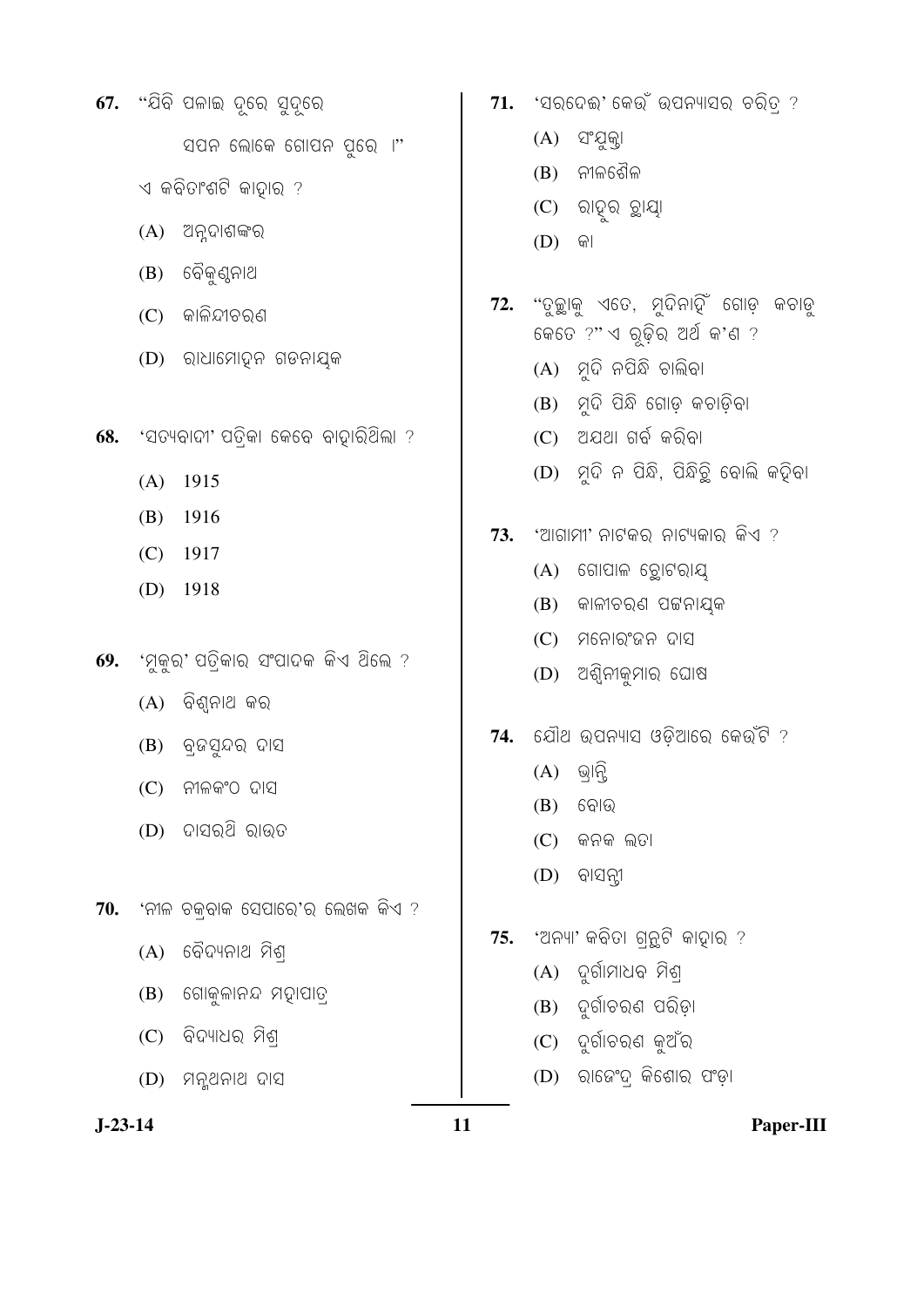67. "ଯିବି ପଳାଇ ଦୂରେ ସୁଦୂରେ

ସପନ ଲୋକେ ଗୋପନ ପୁରେ ।"

ଏ କବିତାଂଶଟି କାହାର ?

(A) ଅନ୍ନଦାଶଙ୍କର

(B) ବୈକୁଣ୍ଠନାଥ

(C) କାଳିନ୍ଦୀଚରଣ

(D) ରାଧାମୋହନ ଗଡନାୟକ

68. 'ସତ୍ୟବାଦୀ' ପତ୍ରିକା କେବେ ବାହାରିଥିଲା ?

(A) 1915

(B) 1916

(C) 1917

(D) 1918

69. 'ମୁକୁର' ପତ୍ରିକାର ସଂପାଦକ କିଏ ଥିଲେ ?

(A) ବିଶ୍ୱନାଥ କର

(B) ବ୍ରଜସୁନ୍ଦର ଦାସ

(C) ନୀଳକଂଠ ଦାସ

(D) ଦାସରଥି ରାଉତ

70. 'ନୀଳ ଚକ୍ରବାକ ସେପାରେ'ର ଲେଖକ କିଏ ?

(A) ବୈଦ୍ୟନାଥ ମିଶ୍ର

(B) ଗୋକୁଳାନନ୍ଦ ମହାପାତ୍ର

(C) ବିଦ୍ୟାଧର ମିଶ୍ର

(D) ମନ୍ମଥନାଥ ଦାସ

71. 'ସରଦେଈ' କେଉଁ ଉପନ୍ୟାସର ଚରିତ୍ର ?

(A) ସଂଯୁକ୍ତା

(B) ନୀଳଶୈଳ

(C) ରାହୁର ଛାୟା

(D) କା

72. "ତୁଛାକୁ ଏତେ, ମୁଦିନାହିଁ ଗୋଡ଼ କଚାଡୁ କେତେ ?" ଏ ରୂଢ଼ିର ଅର୍ଥ କ'ଣ ?

(A) ମୁଦି ନପିନ୍ଧି ଚାଲିବା

(B) ମୁଦି ପିନ୍ଧି ଗୋଡ଼ କଚାଡ଼ିବା

(C) ଅଯଥା ଗର୍ବ କରିବା

(D) ମୁଦି ନ ପିନ୍ଧି, ପିନ୍ଧିଛି ବୋଲି କହିବା

73. 'ଆଗାମୀ' ନାଟକର ନାଟ୍ୟକାର କିଏ ?

(A) ଗୋପାଳ ଛୋଟରାୟ

(B) କାଳୀଚରଣ ପଟ୍ଟନାୟକ

(C) ମନୋରଂଜନ ଦାସ

(D) ଅଶ୍ୱିନୀକୁମାର ଘୋଷ

74. ଯୌଥ ଉପନ୍ୟାସ ଓଡ଼ିଆରେ କେଉଁଟି ?

(A) ଭ୍ରାନ୍ତି

(B) ବୋଉ

(C) କନକ ଲତା

(D) ବାସନ୍ତୀ

75. 'ଅନ୍ୟା' କବିତା ଗ୍ରନ୍ଥଟି କାହାର ?

(A) ଦୁର୍ଗାମାଧବ ମିଶ୍ର

(B) ଦୁର୍ଗାଚରଣ ପରିଡ଼ା

(C) ଦୁର୍ଗାଚରଣ କୁଅଁର

(D) ରାଜେଂଦ୍ର କିଶୋର ପଂଡ଼ା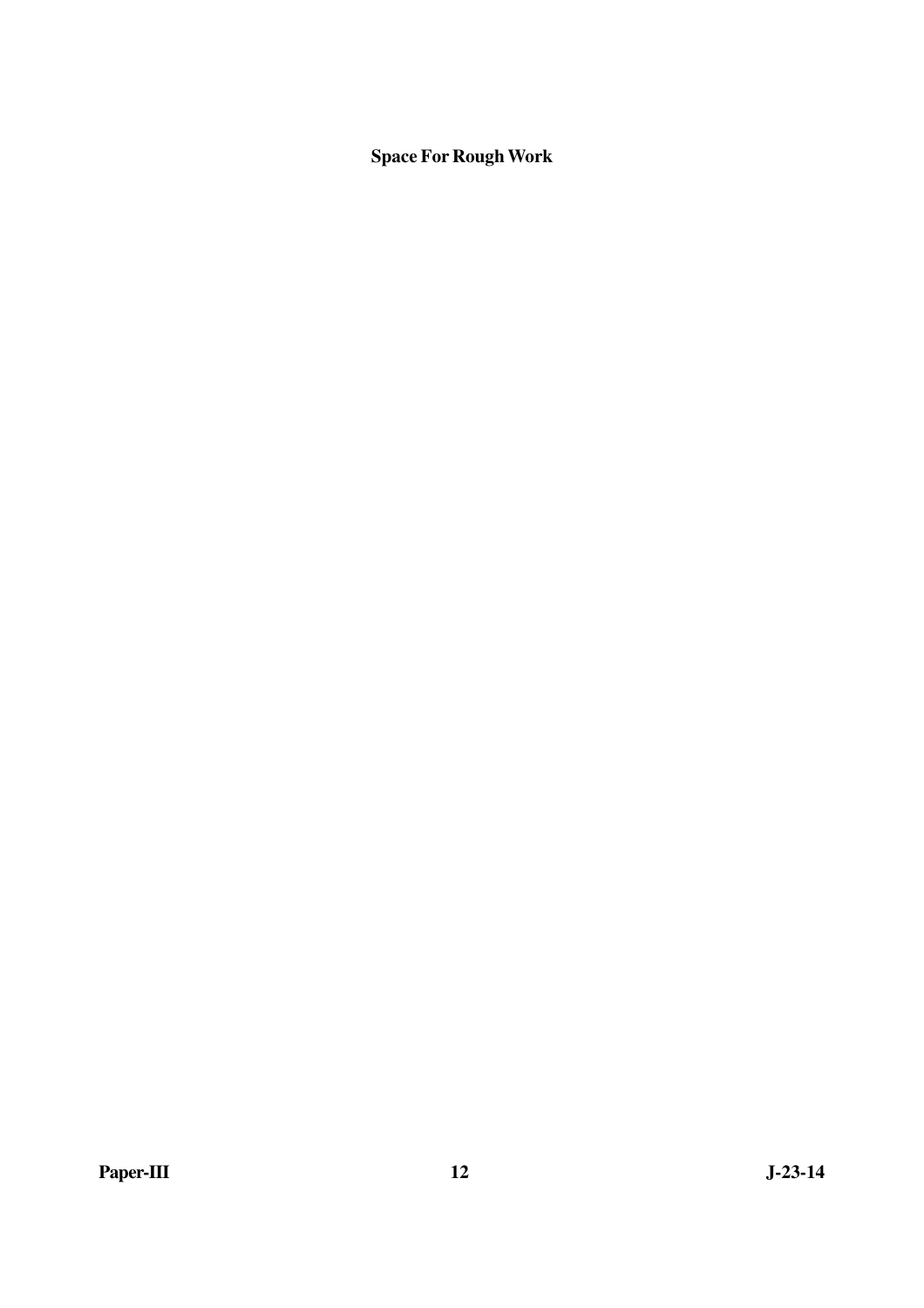**Space For Rough Work**